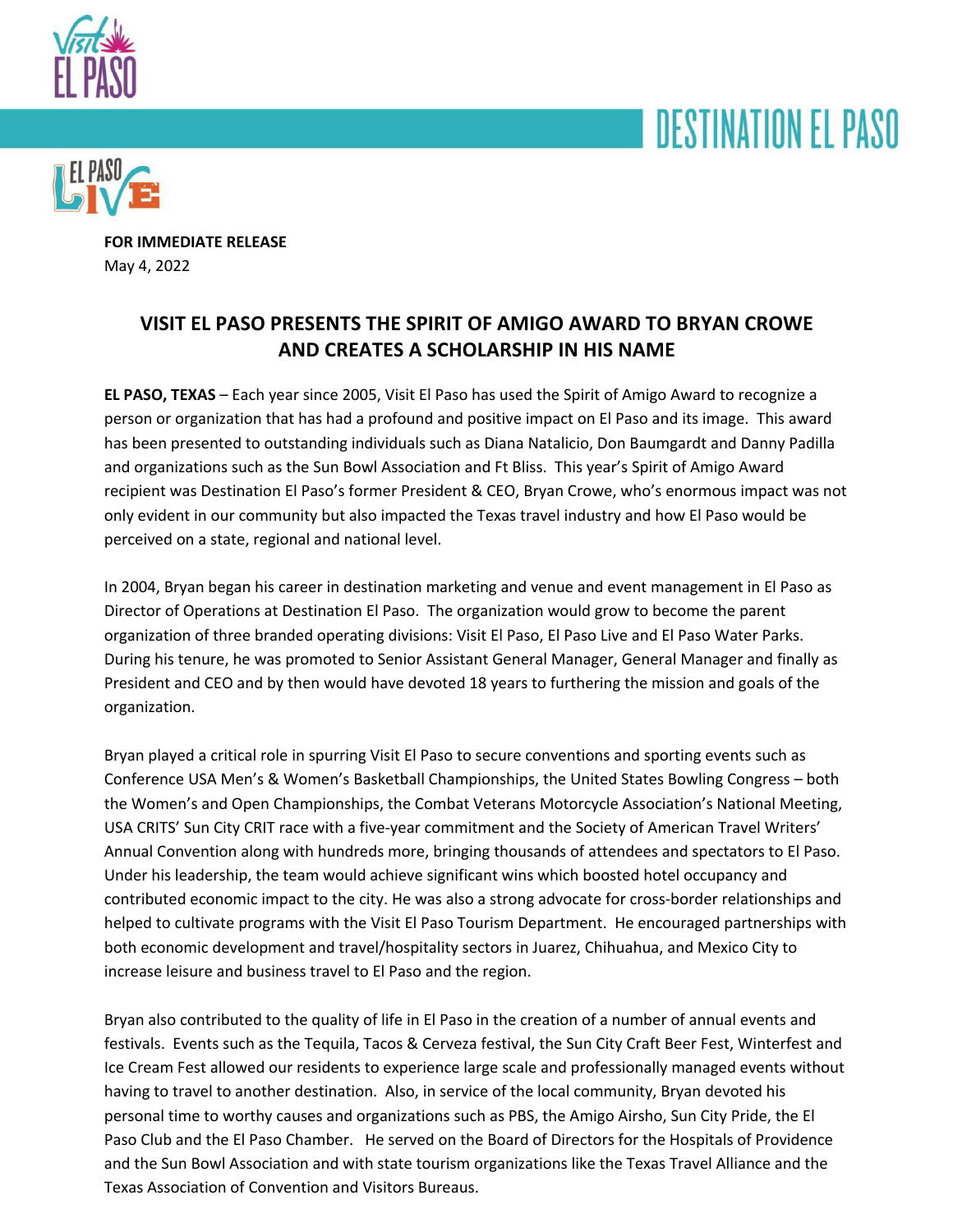# DESTINATION EL PASO

**FOR IMMEDIATE RELEASE**
May 4, 2022

## VISIT EL PASO PRESENTS THE SPIRIT OF AMIGO AWARD TO BRYAN CROWE AND CREATES A SCHOLARSHIP IN HIS NAME

**EL PASO, TEXAS** – Each year since 2005, Visit El Paso has used the Spirit of Amigo Award to recognize a person or organization that has had a profound and positive impact on El Paso and its image. This award has been presented to outstanding individuals such as Diana Natalicio, Don Baumgardt and Danny Padilla and organizations such as the Sun Bowl Association and Ft Bliss. This year's Spirit of Amigo Award recipient was Destination El Paso's former President & CEO, Bryan Crowe, who's enormous impact was not only evident in our community but also impacted the Texas travel industry and how El Paso would be perceived on a state, regional and national level.

In 2004, Bryan began his career in destination marketing and venue and event management in El Paso as Director of Operations at Destination El Paso. The organization would grow to become the parent organization of three branded operating divisions: Visit El Paso, El Paso Live and El Paso Water Parks. During his tenure, he was promoted to Senior Assistant General Manager, General Manager and finally as President and CEO and by then would have devoted 18 years to furthering the mission and goals of the organization.

Bryan played a critical role in spurring Visit El Paso to secure conventions and sporting events such as Conference USA Men's & Women's Basketball Championships, the United States Bowling Congress – both the Women's and Open Championships, the Combat Veterans Motorcycle Association's National Meeting, USA CRITS' Sun City CRIT race with a five-year commitment and the Society of American Travel Writers' Annual Convention along with hundreds more, bringing thousands of attendees and spectators to El Paso. Under his leadership, the team would achieve significant wins which boosted hotel occupancy and contributed economic impact to the city. He was also a strong advocate for cross-border relationships and helped to cultivate programs with the Visit El Paso Tourism Department. He encouraged partnerships with both economic development and travel/hospitality sectors in Juarez, Chihuahua, and Mexico City to increase leisure and business travel to El Paso and the region.

Bryan also contributed to the quality of life in El Paso in the creation of a number of annual events and festivals. Events such as the Tequila, Tacos & Cerveza festival, the Sun City Craft Beer Fest, Winterfest and Ice Cream Fest allowed our residents to experience large scale and professionally managed events without having to travel to another destination. Also, in service of the local community, Bryan devoted his personal time to worthy causes and organizations such as PBS, the Amigo Airsho, Sun City Pride, the El Paso Club and the El Paso Chamber. He served on the Board of Directors for the Hospitals of Providence and the Sun Bowl Association and with state tourism organizations like the Texas Travel Alliance and the Texas Association of Convention and Visitors Bureaus.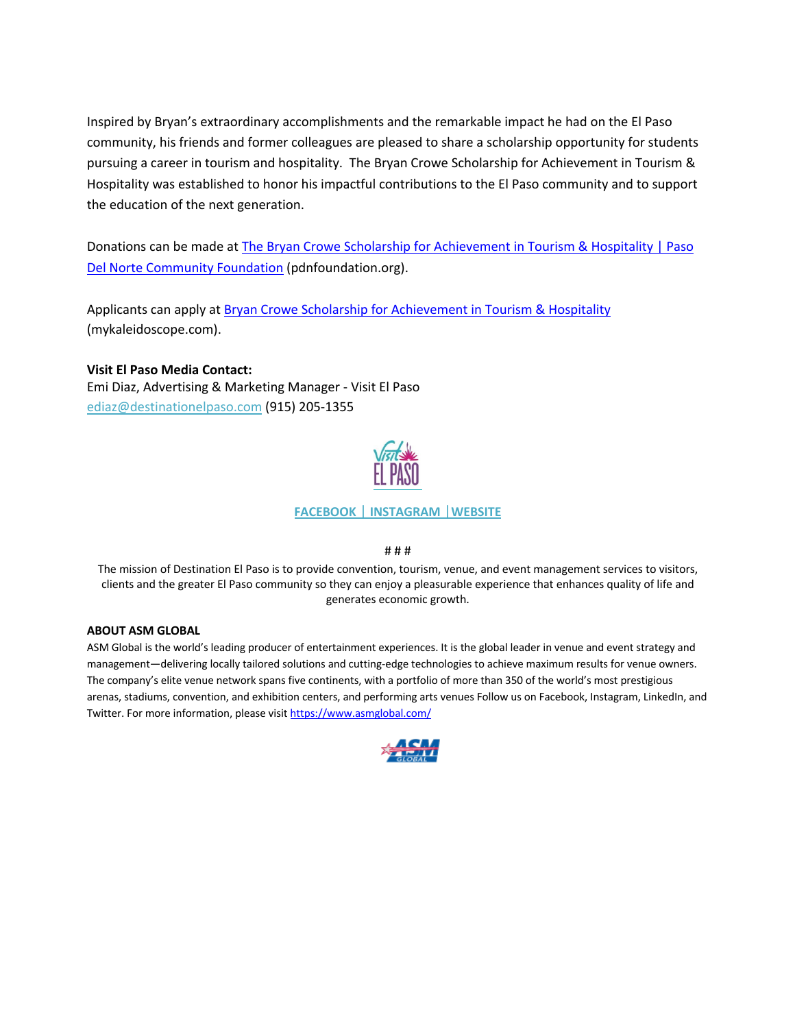Inspired by Bryan's extraordinary accomplishments and the remarkable impact he had on the El Paso community, his friends and former colleagues are pleased to share a scholarship opportunity for students pursuing a career in tourism and hospitality. The Bryan Crowe Scholarship for Achievement in Tourism & Hospitality was established to honor his impactful contributions to the El Paso community and to support the education of the next generation.

Donations can be made at The Bryan Crowe Scholarship for Achievement in Tourism & Hospitality | Paso Del Norte Community Foundation (pdnfoundation.org).

Applicants can apply at Bryan Crowe Scholarship for Achievement in Tourism & Hospitality (mykaleidoscope.com).

**Visit El Paso Media Contact:**
Emi Diaz, Advertising & Marketing Manager - Visit El Paso
ediaz@destinationelpaso.com (915) 205-1355

FACEBOOK | INSTAGRAM | WEBSITE

# # #

The mission of Destination El Paso is to provide convention, tourism, venue, and event management services to visitors, clients and the greater El Paso community so they can enjoy a pleasurable experience that enhances quality of life and generates economic growth.

**ABOUT ASM GLOBAL**

ASM Global is the world's leading producer of entertainment experiences. It is the global leader in venue and event strategy and management—delivering locally tailored solutions and cutting-edge technologies to achieve maximum results for venue owners. The company's elite venue network spans five continents, with a portfolio of more than 350 of the world's most prestigious arenas, stadiums, convention, and exhibition centers, and performing arts venues Follow us on Facebook, Instagram, LinkedIn, and Twitter. For more information, please visit https://www.asmglobal.com/